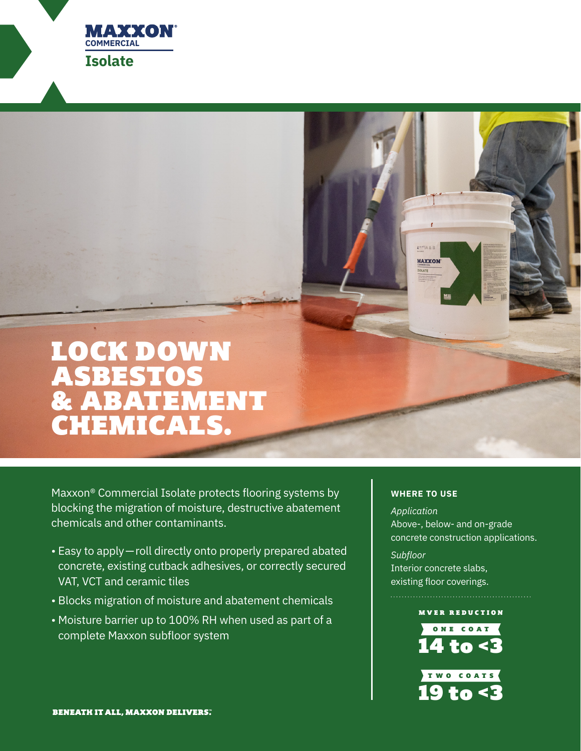MAXXON® COMMERCIAL

**Isolate**

# LOCK DOWN ASBESTOS & ABATEMENT CHEMICALS.

Maxxon® Commercial Isolate protects flooring systems by blocking the migration of moisture, destructive abatement chemicals and other contaminants.

- Easy to apply—roll directly onto properly prepared abated concrete, existing cutback adhesives, or correctly secured VAT, VCT and ceramic tiles
- Blocks migration of moisture and abatement chemicals
- Moisture barrier up to 100% RH when used as part of a complete Maxxon subfloor system

**WHERE TO USE**

*Application*
Above-, below- and on-grade concrete construction applications.

*Subfloor*
Interior concrete slabs, existing floor coverings.

**MVER REDUCTION**

**ONE COAT**
**14 to <3**

**TWO COATS**
**19 to <3**

**BENEATH IT ALL, MAXXON DELIVERS.**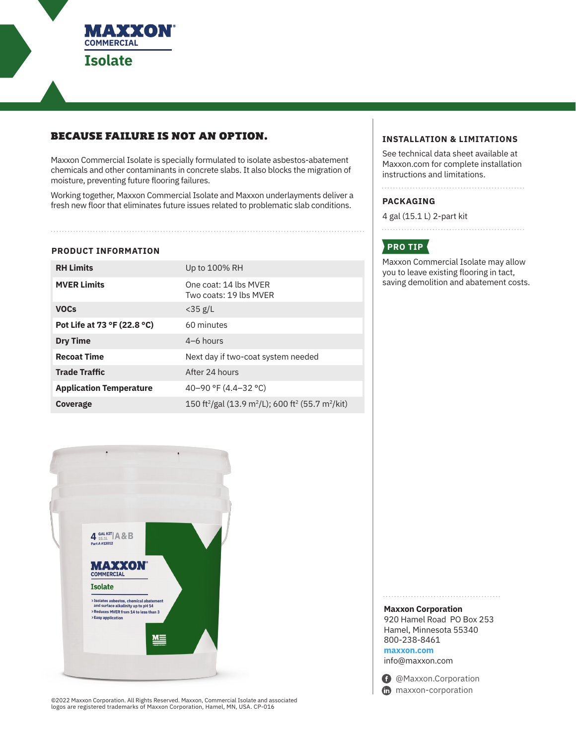# MAXXON® COMMERCIAL

## Isolate

### BECAUSE FAILURE IS NOT AN OPTION.

Maxxon Commercial Isolate is specially formulated to isolate asbestos-abatement chemicals and other contaminants in concrete slabs. It also blocks the migration of moisture, preventing future flooring failures.

Working together, Maxxon Commercial Isolate and Maxxon underlayments deliver a fresh new floor that eliminates future issues related to problematic slab conditions.

### PRODUCT INFORMATION

| | |
|---|---|
| **RH Limits** | Up to 100% RH |
| **MVER Limits** | One coat: 14 lbs MVER<br>Two coats: 19 lbs MVER |
| **VOCs** | <35 g/L |
| **Pot Life at 73 °F (22.8 °C)** | 60 minutes |
| **Dry Time** | 4–6 hours |
| **Recoat Time** | Next day if two-coat system needed |
| **Trade Traffic** | After 24 hours |
| **Application Temperature** | 40–90 °F (4.4–32 °C) |
| **Coverage** | 150 ft²/gal (13.9 m²/L); 600 ft² (55.7 m²/kit) |

### INSTALLATION & LIMITATIONS

See technical data sheet available at Maxxon.com for complete installation instructions and limitations.

### PACKAGING

4 gal (15.1 L) 2-part kit

### PRO TIP

Maxxon Commercial Isolate may allow you to leave existing flooring in tact, saving demolition and abatement costs.

**Maxxon Corporation**
920 Hamel Road PO Box 253
Hamel, Minnesota 55340
800-238-8461
maxxon.com
info@maxxon.com

@Maxxon.Corporation
maxxon-corporation

©2022 Maxxon Corporation. All Rights Reserved. Maxxon, Commercial Isolate and associated logos are registered trademarks of Maxxon Corporation, Hamel, MN, USA. CP-016